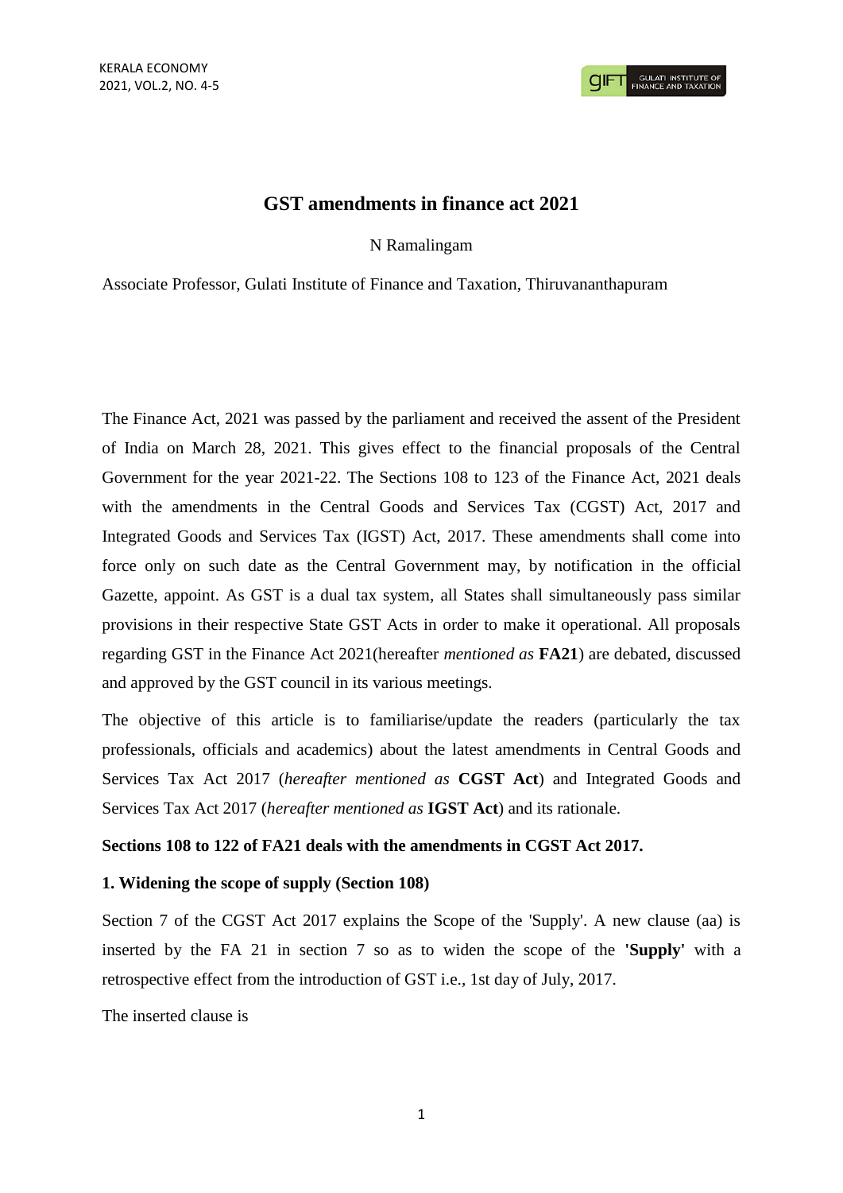# GST amendments in finance act 2021

N Ramalingam

Associate Professor, Gulati Institute of Finance and Taxation, Thiruvananthapuram

The Finance Act, 2021 was passed by the parliament and received the assent of the President of India on March 28, 2021. This gives effect to the financial proposals of the Central Government for the year 2021-22. The Sections 108 to 123 of the Finance Act, 2021 deals with the amendments in the Central Goods and Services Tax (CGST) Act, 2017 and Integrated Goods and Services Tax (IGST) Act, 2017. These amendments shall come into force only on such date as the Central Government may, by notification in the official Gazette, appoint. As GST is a dual tax system, all States shall simultaneously pass similar provisions in their respective State GST Acts in order to make it operational. All proposals regarding GST in the Finance Act 2021(hereafter *mentioned as* **FA21**) are debated, discussed and approved by the GST council in its various meetings.

The objective of this article is to familiarise/update the readers (particularly the tax professionals, officials and academics) about the latest amendments in Central Goods and Services Tax Act 2017 (*hereafter mentioned as* **CGST Act**) and Integrated Goods and Services Tax Act 2017 (*hereafter mentioned as* **IGST Act**) and its rationale.

**Sections 108 to 122 of FA21 deals with the amendments in CGST Act 2017.**

**1. Widening the scope of supply (Section 108)**

Section 7 of the CGST Act 2017 explains the Scope of the 'Supply'. A new clause (aa) is inserted by the FA 21 in section 7 so as to widen the scope of the **'Supply'** with a retrospective effect from the introduction of GST i.e., 1st day of July, 2017.

The inserted clause is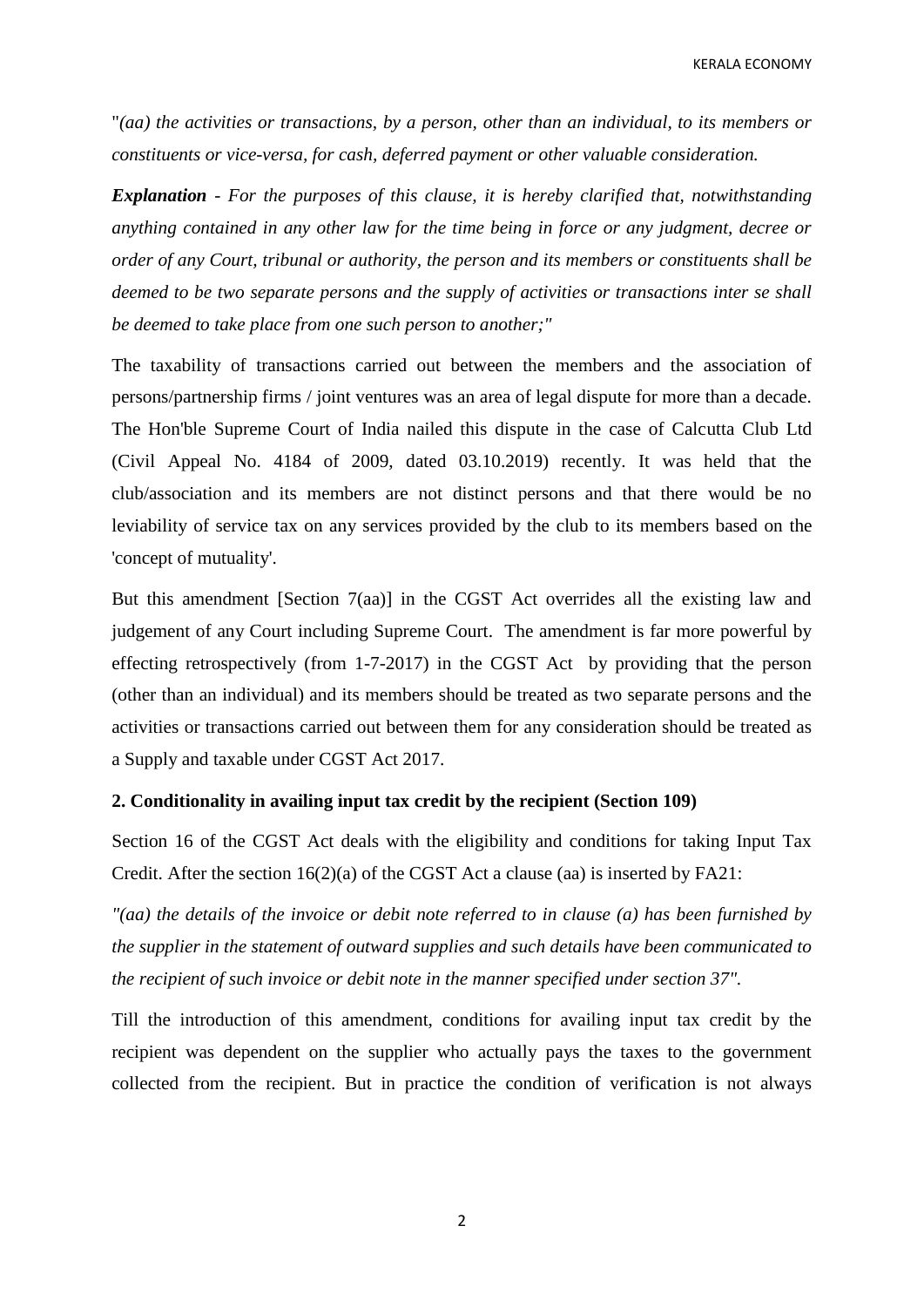"*(aa) the activities or transactions, by a person, other than an individual, to its members or constituents or vice-versa, for cash, deferred payment or other valuable consideration.*

***Explanation*** *- For the purposes of this clause, it is hereby clarified that, notwithstanding anything contained in any other law for the time being in force or any judgment, decree or order of any Court, tribunal or authority, the person and its members or constituents shall be deemed to be two separate persons and the supply of activities or transactions inter se shall be deemed to take place from one such person to another;"*

The taxability of transactions carried out between the members and the association of persons/partnership firms / joint ventures was an area of legal dispute for more than a decade. The Hon'ble Supreme Court of India nailed this dispute in the case of Calcutta Club Ltd (Civil Appeal No. 4184 of 2009, dated 03.10.2019) recently. It was held that the club/association and its members are not distinct persons and that there would be no leviability of service tax on any services provided by the club to its members based on the 'concept of mutuality'.

But this amendment [Section 7(aa)] in the CGST Act overrides all the existing law and judgement of any Court including Supreme Court. The amendment is far more powerful by effecting retrospectively (from 1-7-2017) in the CGST Act by providing that the person (other than an individual) and its members should be treated as two separate persons and the activities or transactions carried out between them for any consideration should be treated as a Supply and taxable under CGST Act 2017.

**2. Conditionality in availing input tax credit by the recipient (Section 109)**

Section 16 of the CGST Act deals with the eligibility and conditions for taking Input Tax Credit. After the section 16(2)(a) of the CGST Act a clause (aa) is inserted by FA21:

*"(aa) the details of the invoice or debit note referred to in clause (a) has been furnished by the supplier in the statement of outward supplies and such details have been communicated to the recipient of such invoice or debit note in the manner specified under section 37".*

Till the introduction of this amendment, conditions for availing input tax credit by the recipient was dependent on the supplier who actually pays the taxes to the government collected from the recipient. But in practice the condition of verification is not always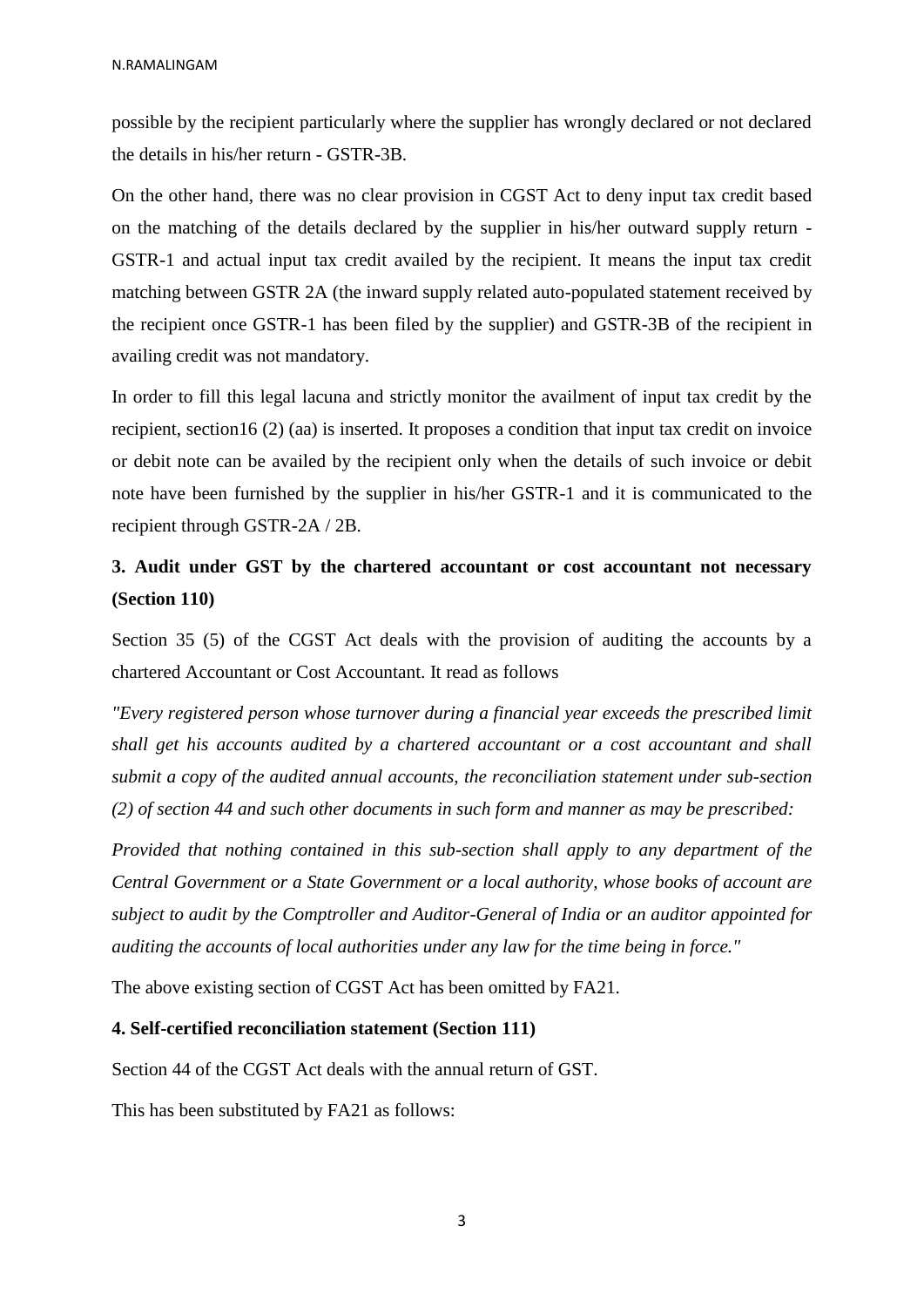possible by the recipient particularly where the supplier has wrongly declared or not declared the details in his/her return - GSTR-3B.

On the other hand, there was no clear provision in CGST Act to deny input tax credit based on the matching of the details declared by the supplier in his/her outward supply return - GSTR-1 and actual input tax credit availed by the recipient. It means the input tax credit matching between GSTR 2A (the inward supply related auto-populated statement received by the recipient once GSTR-1 has been filed by the supplier) and GSTR-3B of the recipient in availing credit was not mandatory.

In order to fill this legal lacuna and strictly monitor the availment of input tax credit by the recipient, section16 (2) (aa) is inserted. It proposes a condition that input tax credit on invoice or debit note can be availed by the recipient only when the details of such invoice or debit note have been furnished by the supplier in his/her GSTR-1 and it is communicated to the recipient through GSTR-2A / 2B.

### 3. Audit under GST by the chartered accountant or cost accountant not necessary (Section 110)

Section 35 (5) of the CGST Act deals with the provision of auditing the accounts by a chartered Accountant or Cost Accountant. It read as follows

*"Every registered person whose turnover during a financial year exceeds the prescribed limit shall get his accounts audited by a chartered accountant or a cost accountant and shall submit a copy of the audited annual accounts, the reconciliation statement under sub-section (2) of section 44 and such other documents in such form and manner as may be prescribed:*

*Provided that nothing contained in this sub-section shall apply to any department of the Central Government or a State Government or a local authority, whose books of account are subject to audit by the Comptroller and Auditor-General of India or an auditor appointed for auditing the accounts of local authorities under any law for the time being in force."*

The above existing section of CGST Act has been omitted by FA21.

### 4. Self-certified reconciliation statement (Section 111)

Section 44 of the CGST Act deals with the annual return of GST.

This has been substituted by FA21 as follows: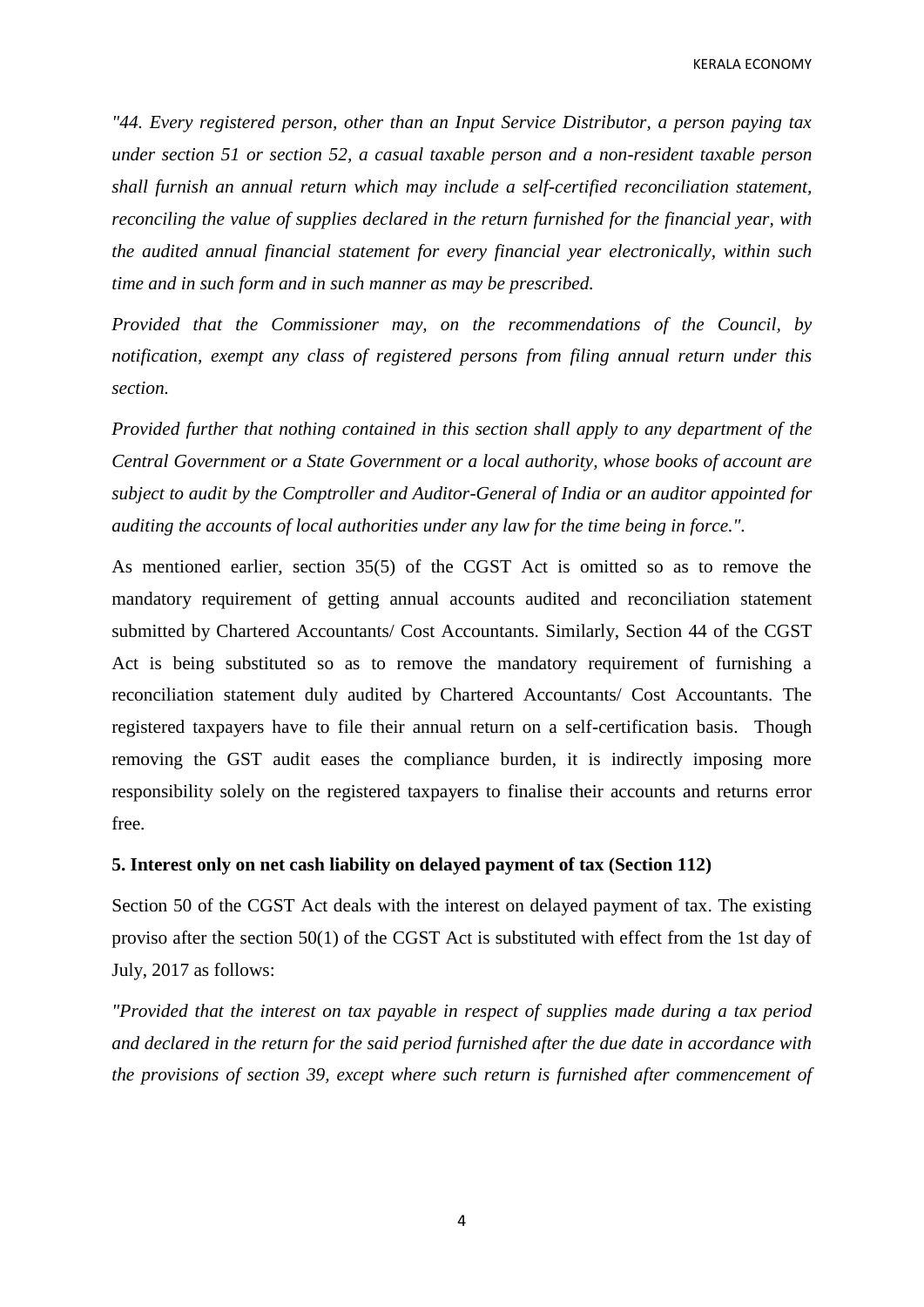*"44. Every registered person, other than an Input Service Distributor, a person paying tax under section 51 or section 52, a casual taxable person and a non-resident taxable person shall furnish an annual return which may include a self-certified reconciliation statement, reconciling the value of supplies declared in the return furnished for the financial year, with the audited annual financial statement for every financial year electronically, within such time and in such form and in such manner as may be prescribed.*

*Provided that the Commissioner may, on the recommendations of the Council, by notification, exempt any class of registered persons from filing annual return under this section.*

*Provided further that nothing contained in this section shall apply to any department of the Central Government or a State Government or a local authority, whose books of account are subject to audit by the Comptroller and Auditor-General of India or an auditor appointed for auditing the accounts of local authorities under any law for the time being in force.".*

As mentioned earlier, section 35(5) of the CGST Act is omitted so as to remove the mandatory requirement of getting annual accounts audited and reconciliation statement submitted by Chartered Accountants/ Cost Accountants. Similarly, Section 44 of the CGST Act is being substituted so as to remove the mandatory requirement of furnishing a reconciliation statement duly audited by Chartered Accountants/ Cost Accountants. The registered taxpayers have to file their annual return on a self-certification basis. Though removing the GST audit eases the compliance burden, it is indirectly imposing more responsibility solely on the registered taxpayers to finalise their accounts and returns error free.

**5. Interest only on net cash liability on delayed payment of tax (Section 112)**

Section 50 of the CGST Act deals with the interest on delayed payment of tax. The existing proviso after the section 50(1) of the CGST Act is substituted with effect from the 1st day of July, 2017 as follows:

*"Provided that the interest on tax payable in respect of supplies made during a tax period and declared in the return for the said period furnished after the due date in accordance with the provisions of section 39, except where such return is furnished after commencement of*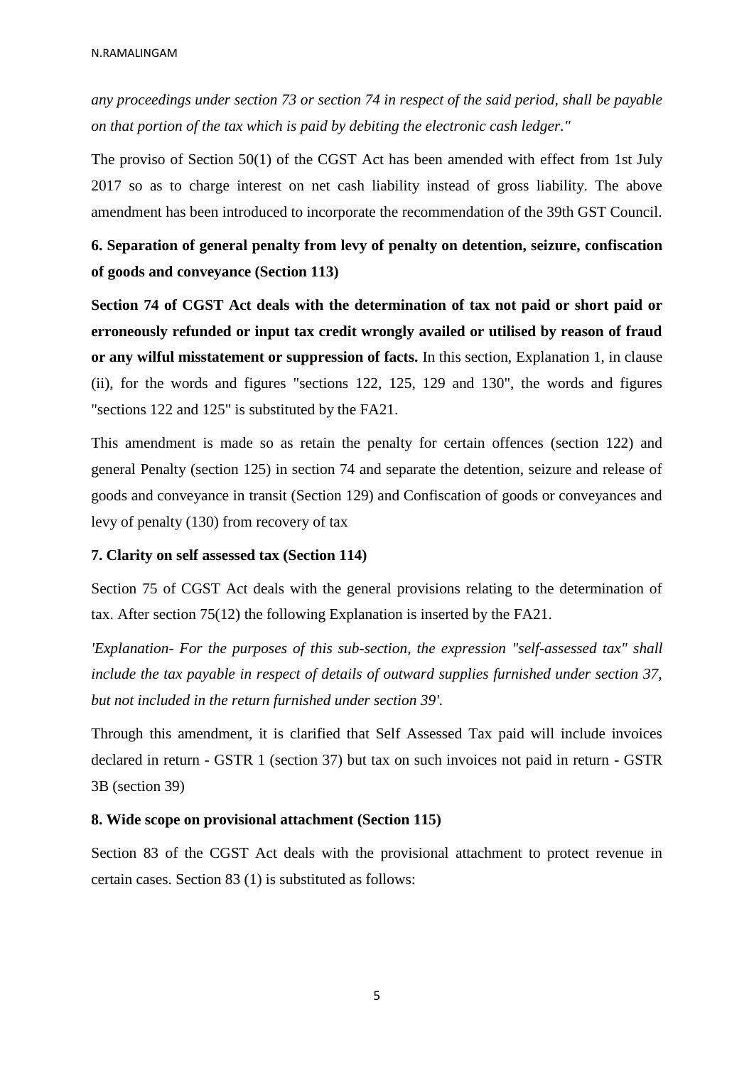*any proceedings under section 73 or section 74 in respect of the said period, shall be payable on that portion of the tax which is paid by debiting the electronic cash ledger."*

The proviso of Section 50(1) of the CGST Act has been amended with effect from 1st July 2017 so as to charge interest on net cash liability instead of gross liability. The above amendment has been introduced to incorporate the recommendation of the 39th GST Council.

**6. Separation of general penalty from levy of penalty on detention, seizure, confiscation of goods and conveyance (Section 113)**

**Section 74 of CGST Act deals with the determination of tax not paid or short paid or erroneously refunded or input tax credit wrongly availed or utilised by reason of fraud or any wilful misstatement or suppression of facts.** In this section, Explanation 1, in clause (ii), for the words and figures "sections 122, 125, 129 and 130", the words and figures "sections 122 and 125" is substituted by the FA21.

This amendment is made so as retain the penalty for certain offences (section 122) and general Penalty (section 125) in section 74 and separate the detention, seizure and release of goods and conveyance in transit (Section 129) and Confiscation of goods or conveyances and levy of penalty (130) from recovery of tax

**7. Clarity on self assessed tax (Section 114)**

Section 75 of CGST Act deals with the general provisions relating to the determination of tax. After section 75(12) the following Explanation is inserted by the FA21.

*'Explanation- For the purposes of this sub-section, the expression "self-assessed tax" shall include the tax payable in respect of details of outward supplies furnished under section 37, but not included in the return furnished under section 39'.*

Through this amendment, it is clarified that Self Assessed Tax paid will include invoices declared in return - GSTR 1 (section 37) but tax on such invoices not paid in return - GSTR 3B (section 39)

**8. Wide scope on provisional attachment (Section 115)**

Section 83 of the CGST Act deals with the provisional attachment to protect revenue in certain cases. Section 83 (1) is substituted as follows: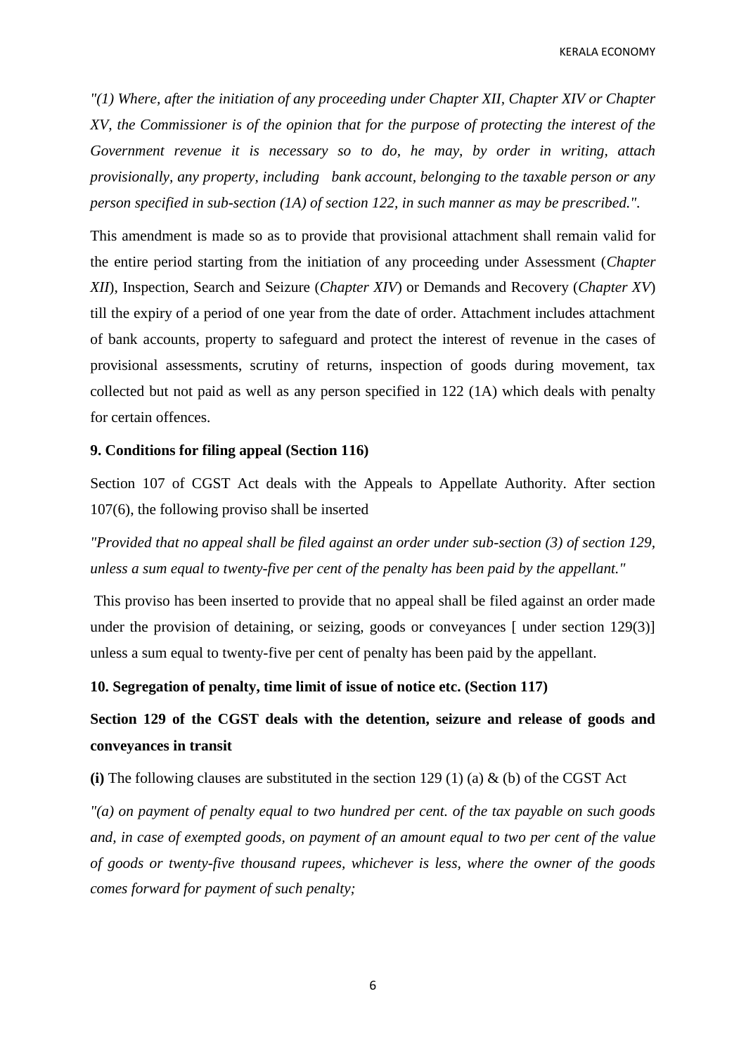*"(1) Where, after the initiation of any proceeding under Chapter XII, Chapter XIV or Chapter XV, the Commissioner is of the opinion that for the purpose of protecting the interest of the Government revenue it is necessary so to do, he may, by order in writing, attach provisionally, any property, including bank account, belonging to the taxable person or any person specified in sub-section (1A) of section 122, in such manner as may be prescribed.".*

This amendment is made so as to provide that provisional attachment shall remain valid for the entire period starting from the initiation of any proceeding under Assessment (*Chapter XII*), Inspection, Search and Seizure (*Chapter XIV*) or Demands and Recovery (*Chapter XV*) till the expiry of a period of one year from the date of order. Attachment includes attachment of bank accounts, property to safeguard and protect the interest of revenue in the cases of provisional assessments, scrutiny of returns, inspection of goods during movement, tax collected but not paid as well as any person specified in 122 (1A) which deals with penalty for certain offences.

**9. Conditions for filing appeal (Section 116)**

Section 107 of CGST Act deals with the Appeals to Appellate Authority. After section 107(6), the following proviso shall be inserted

*"Provided that no appeal shall be filed against an order under sub-section (3) of section 129, unless a sum equal to twenty-five per cent of the penalty has been paid by the appellant."*

This proviso has been inserted to provide that no appeal shall be filed against an order made under the provision of detaining, or seizing, goods or conveyances [ under section 129(3)] unless a sum equal to twenty-five per cent of penalty has been paid by the appellant.

**10. Segregation of penalty, time limit of issue of notice etc. (Section 117)**

**Section 129 of the CGST deals with the detention, seizure and release of goods and conveyances in transit**

**(i)** The following clauses are substituted in the section 129 (1) (a) & (b) of the CGST Act

*"(a) on payment of penalty equal to two hundred per cent. of the tax payable on such goods and, in case of exempted goods, on payment of an amount equal to two per cent of the value of goods or twenty-five thousand rupees, whichever is less, where the owner of the goods comes forward for payment of such penalty;*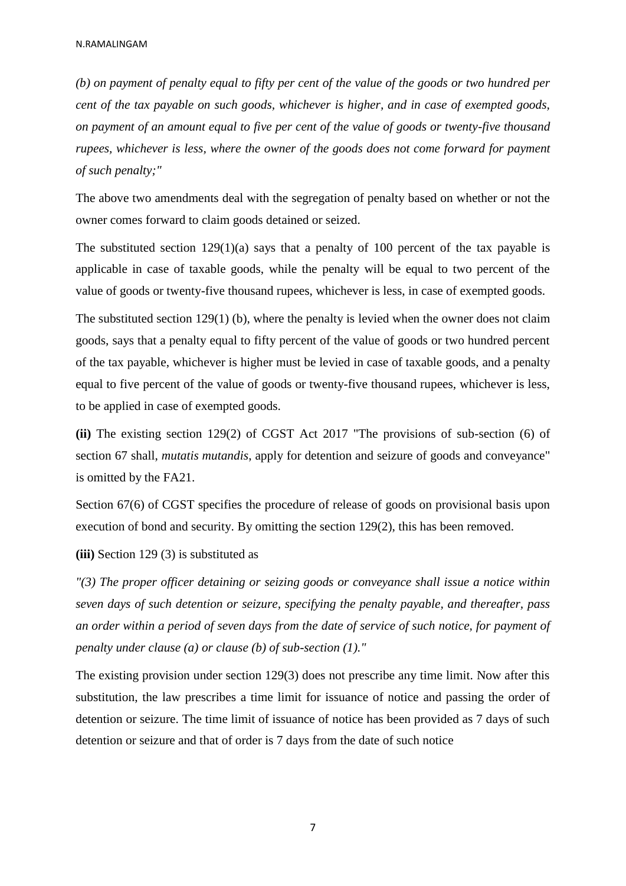*(b) on payment of penalty equal to fifty per cent of the value of the goods or two hundred per cent of the tax payable on such goods, whichever is higher, and in case of exempted goods, on payment of an amount equal to five per cent of the value of goods or twenty-five thousand rupees, whichever is less, where the owner of the goods does not come forward for payment of such penalty;"*

The above two amendments deal with the segregation of penalty based on whether or not the owner comes forward to claim goods detained or seized.

The substituted section 129(1)(a) says that a penalty of 100 percent of the tax payable is applicable in case of taxable goods, while the penalty will be equal to two percent of the value of goods or twenty-five thousand rupees, whichever is less, in case of exempted goods.

The substituted section 129(1) (b), where the penalty is levied when the owner does not claim goods, says that a penalty equal to fifty percent of the value of goods or two hundred percent of the tax payable, whichever is higher must be levied in case of taxable goods, and a penalty equal to five percent of the value of goods or twenty-five thousand rupees, whichever is less, to be applied in case of exempted goods.

**(ii)** The existing section 129(2) of CGST Act 2017 "The provisions of sub-section (6) of section 67 shall, *mutatis mutandis*, apply for detention and seizure of goods and conveyance" is omitted by the FA21.

Section 67(6) of CGST specifies the procedure of release of goods on provisional basis upon execution of bond and security. By omitting the section 129(2), this has been removed.

**(iii)** Section 129 (3) is substituted as

*"(3) The proper officer detaining or seizing goods or conveyance shall issue a notice within seven days of such detention or seizure, specifying the penalty payable, and thereafter, pass an order within a period of seven days from the date of service of such notice, for payment of penalty under clause (a) or clause (b) of sub-section (1)."*

The existing provision under section 129(3) does not prescribe any time limit. Now after this substitution, the law prescribes a time limit for issuance of notice and passing the order of detention or seizure. The time limit of issuance of notice has been provided as 7 days of such detention or seizure and that of order is 7 days from the date of such notice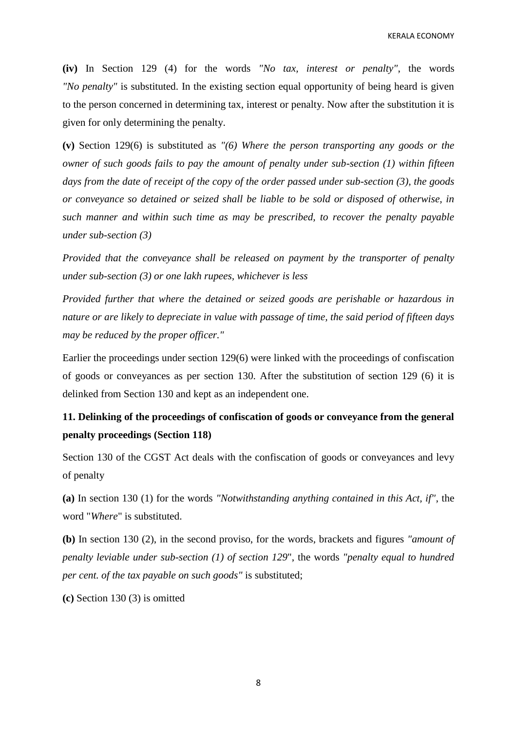**(iv)** In Section 129 (4) for the words *"No tax, interest or penalty"*, the words *"No penalty"* is substituted. In the existing section equal opportunity of being heard is given to the person concerned in determining tax, interest or penalty. Now after the substitution it is given for only determining the penalty.

**(v)** Section 129(6) is substituted as *"(6) Where the person transporting any goods or the owner of such goods fails to pay the amount of penalty under sub-section (1) within fifteen days from the date of receipt of the copy of the order passed under sub-section (3), the goods or conveyance so detained or seized shall be liable to be sold or disposed of otherwise, in such manner and within such time as may be prescribed, to recover the penalty payable under sub-section (3)*

*Provided that the conveyance shall be released on payment by the transporter of penalty under sub-section (3) or one lakh rupees, whichever is less*

*Provided further that where the detained or seized goods are perishable or hazardous in nature or are likely to depreciate in value with passage of time, the said period of fifteen days may be reduced by the proper officer."*

Earlier the proceedings under section 129(6) were linked with the proceedings of confiscation of goods or conveyances as per section 130. After the substitution of section 129 (6) it is delinked from Section 130 and kept as an independent one.

## 11. Delinking of the proceedings of confiscation of goods or conveyance from the general penalty proceedings (Section 118)

Section 130 of the CGST Act deals with the confiscation of goods or conveyances and levy of penalty

**(a)** In section 130 (1) for the words *"Notwithstanding anything contained in this Act, if"*, the word "*Where*" is substituted.

**(b)** In section 130 (2), in the second proviso, for the words, brackets and figures *"amount of penalty leviable under sub-section (1) of section 129*", the words *"penalty equal to hundred per cent. of the tax payable on such goods"* is substituted;

**(c)** Section 130 (3) is omitted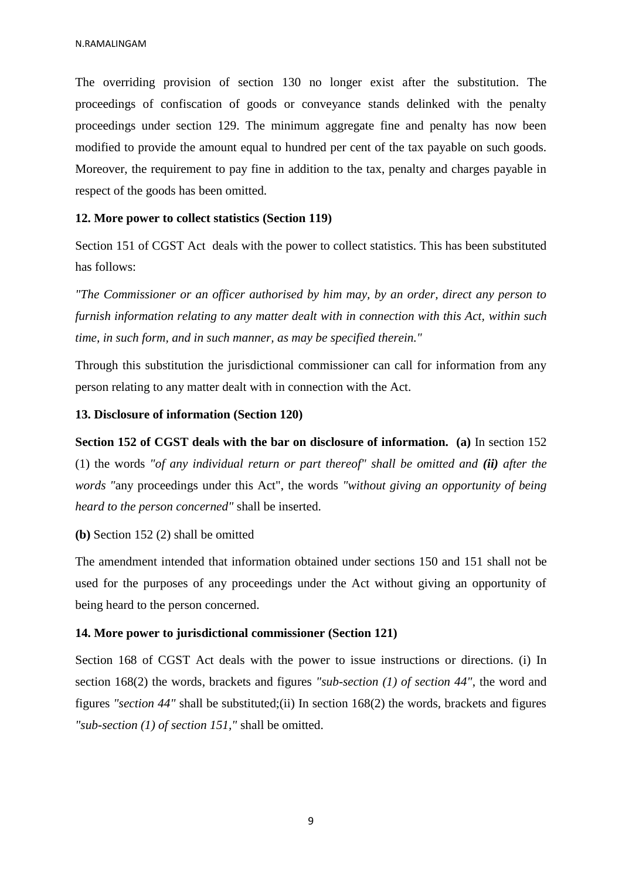The overriding provision of section 130 no longer exist after the substitution. The proceedings of confiscation of goods or conveyance stands delinked with the penalty proceedings under section 129. The minimum aggregate fine and penalty has now been modified to provide the amount equal to hundred per cent of the tax payable on such goods. Moreover, the requirement to pay fine in addition to the tax, penalty and charges payable in respect of the goods has been omitted.

**12. More power to collect statistics (Section 119)**

Section 151 of CGST Act deals with the power to collect statistics. This has been substituted has follows:

*"The Commissioner or an officer authorised by him may, by an order, direct any person to furnish information relating to any matter dealt with in connection with this Act, within such time, in such form, and in such manner, as may be specified therein."*

Through this substitution the jurisdictional commissioner can call for information from any person relating to any matter dealt with in connection with the Act.

**13. Disclosure of information (Section 120)**

**Section 152 of CGST deals with the bar on disclosure of information. (a)** In section 152 (1) the words *"of any individual return or part thereof" shall be omitted and **(ii)** after the words "*any proceedings under this Act", the words *"without giving an opportunity of being heard to the person concerned"* shall be inserted.

**(b)** Section 152 (2) shall be omitted

The amendment intended that information obtained under sections 150 and 151 shall not be used for the purposes of any proceedings under the Act without giving an opportunity of being heard to the person concerned.

**14. More power to jurisdictional commissioner (Section 121)**

Section 168 of CGST Act deals with the power to issue instructions or directions. (i) In section 168(2) the words, brackets and figures *"sub-section (1) of section 44"*, the word and figures *"section 44"* shall be substituted;(ii) In section 168(2) the words, brackets and figures *"sub-section (1) of section 151,"* shall be omitted.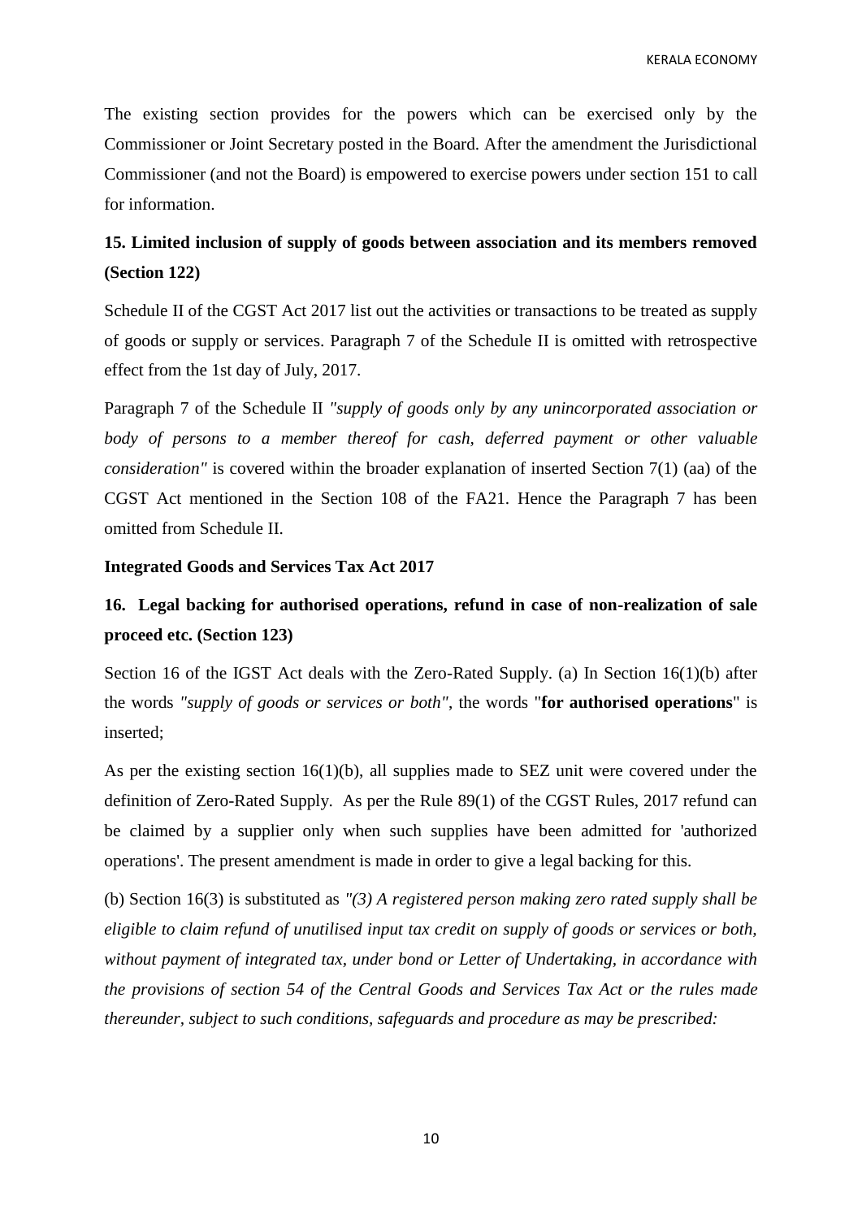The existing section provides for the powers which can be exercised only by the Commissioner or Joint Secretary posted in the Board. After the amendment the Jurisdictional Commissioner (and not the Board) is empowered to exercise powers under section 151 to call for information.

### 15. Limited inclusion of supply of goods between association and its members removed (Section 122)

Schedule II of the CGST Act 2017 list out the activities or transactions to be treated as supply of goods or supply or services. Paragraph 7 of the Schedule II is omitted with retrospective effect from the 1st day of July, 2017.

Paragraph 7 of the Schedule II *"supply of goods only by any unincorporated association or body of persons to a member thereof for cash, deferred payment or other valuable consideration"* is covered within the broader explanation of inserted Section 7(1) (aa) of the CGST Act mentioned in the Section 108 of the FA21. Hence the Paragraph 7 has been omitted from Schedule II.

**Integrated Goods and Services Tax Act 2017**

### 16. Legal backing for authorised operations, refund in case of non-realization of sale proceed etc. (Section 123)

Section 16 of the IGST Act deals with the Zero-Rated Supply. (a) In Section 16(1)(b) after the words *"supply of goods or services or both"*, the words "**for authorised operations**" is inserted;

As per the existing section 16(1)(b), all supplies made to SEZ unit were covered under the definition of Zero-Rated Supply. As per the Rule 89(1) of the CGST Rules, 2017 refund can be claimed by a supplier only when such supplies have been admitted for 'authorized operations'. The present amendment is made in order to give a legal backing for this.

(b) Section 16(3) is substituted as *"(3) A registered person making zero rated supply shall be eligible to claim refund of unutilised input tax credit on supply of goods or services or both, without payment of integrated tax, under bond or Letter of Undertaking, in accordance with the provisions of section 54 of the Central Goods and Services Tax Act or the rules made thereunder, subject to such conditions, safeguards and procedure as may be prescribed:*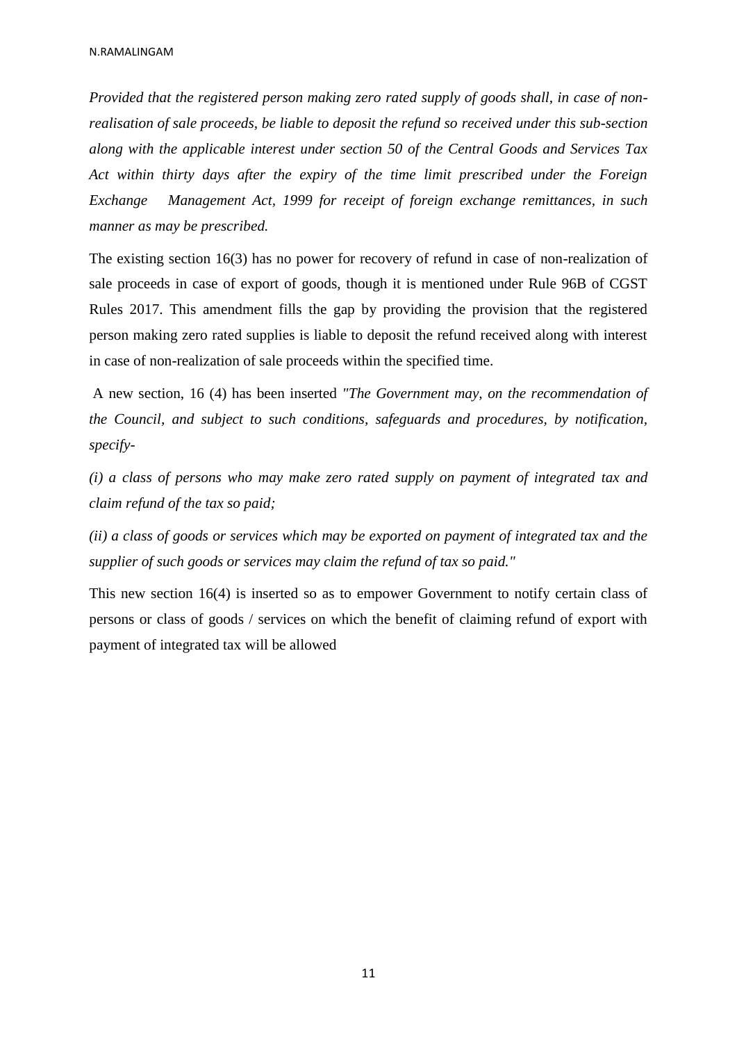*Provided that the registered person making zero rated supply of goods shall, in case of non-realisation of sale proceeds, be liable to deposit the refund so received under this sub-section along with the applicable interest under section 50 of the Central Goods and Services Tax Act within thirty days after the expiry of the time limit prescribed under the Foreign Exchange Management Act, 1999 for receipt of foreign exchange remittances, in such manner as may be prescribed.*

The existing section 16(3) has no power for recovery of refund in case of non-realization of sale proceeds in case of export of goods, though it is mentioned under Rule 96B of CGST Rules 2017. This amendment fills the gap by providing the provision that the registered person making zero rated supplies is liable to deposit the refund received along with interest in case of non-realization of sale proceeds within the specified time.

A new section, 16 (4) has been inserted *"The Government may, on the recommendation of the Council, and subject to such conditions, safeguards and procedures, by notification, specify-*

*(i) a class of persons who may make zero rated supply on payment of integrated tax and claim refund of the tax so paid;*

*(ii) a class of goods or services which may be exported on payment of integrated tax and the supplier of such goods or services may claim the refund of tax so paid."*

This new section 16(4) is inserted so as to empower Government to notify certain class of persons or class of goods / services on which the benefit of claiming refund of export with payment of integrated tax will be allowed